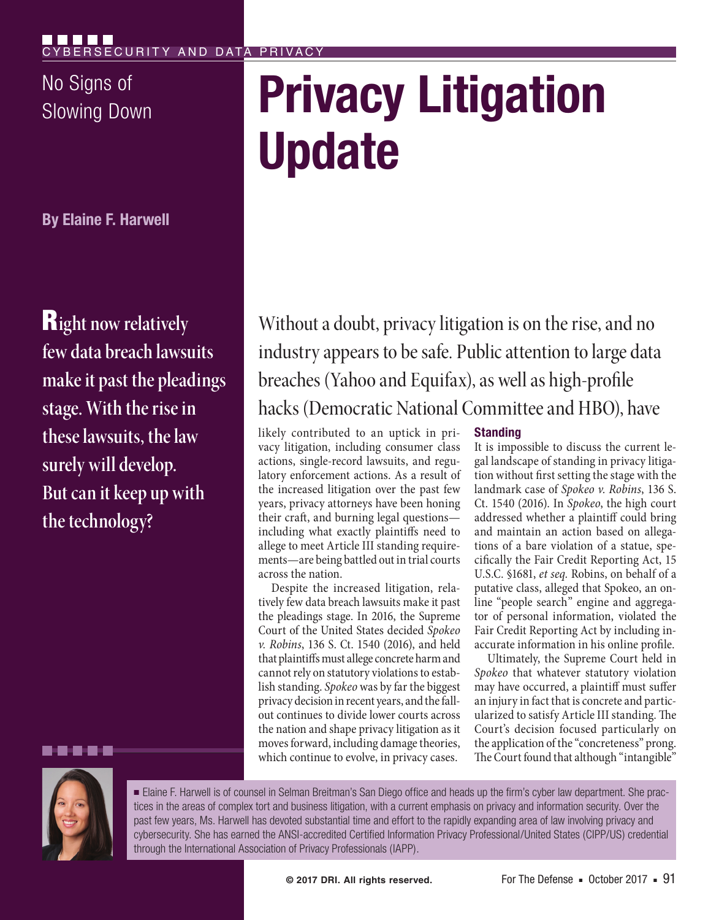CYBERSECURITY AND DATA PRIVACY

No Signs of Slowing Down

# Privacy Litigation Update

**By Elaine F. Harwell**

**Right now relatively few data breach lawsuits make it past the pleadings stage. With the rise in these lawsuits, the law surely will develop. But can it keep up with the technology?**

Without a doubt, privacy litigation is on the rise, and no industry appears to be safe. Public attention to large data breaches (Yahoo and Equifax), as well as high-profile hacks (Democratic National Committee and HBO), have likely contributed to an uptick in privacy litigation, including consumer class actions, single-record lawsuits, and regulatory enforcement actions. As a result of the increased litigation over the past few years, privacy attorneys have been honing their craft, and burning legal questions—including what exactly plaintiffs need to allege to meet Article III standing requirements—are being battled out in trial courts across the nation.

Despite the increased litigation, relatively few data breach lawsuits make it past the pleadings stage. In 2016, the Supreme Court of the United States decided *Spokeo v. Robins*, 136 S. Ct. 1540 (2016), and held that plaintiffs must allege concrete harm and cannot rely on statutory violations to establish standing. *Spokeo* was by far the biggest privacy decision in recent years, and the fallout continues to divide lower courts across the nation and shape privacy litigation as it moves forward, including damage theories, which continue to evolve, in privacy cases.

## Standing

It is impossible to discuss the current legal landscape of standing in privacy litigation without first setting the stage with the landmark case of *Spokeo v. Robins*, 136 S. Ct. 1540 (2016). In *Spokeo*, the high court addressed whether a plaintiff could bring and maintain an action based on allegations of a bare violation of a statute, specifically the Fair Credit Reporting Act, 15 U.S.C. §1681, *et seq.* Robins, on behalf of a putative class, alleged that Spokeo, an online "people search" engine and aggregator of personal information, violated the Fair Credit Reporting Act by including inaccurate information in his online profile.

Ultimately, the Supreme Court held in *Spokeo* that whatever statutory violation may have occurred, a plaintiff must suffer an injury in fact that is concrete and particularized to satisfy Article III standing. The Court's decision focused particularly on the application of the "concreteness" prong. The Court found that although "intangible"

■ Elaine F. Harwell is of counsel in Selman Breitman's San Diego office and heads up the firm's cyber law department. She practices in the areas of complex tort and business litigation, with a current emphasis on privacy and information security. Over the past few years, Ms. Harwell has devoted substantial time and effort to the rapidly expanding area of law involving privacy and cybersecurity. She has earned the ANSI-accredited Certified Information Privacy Professional/United States (CIPP/US) credential through the International Association of Privacy Professionals (IAPP).

© 2017 DRI. All rights reserved.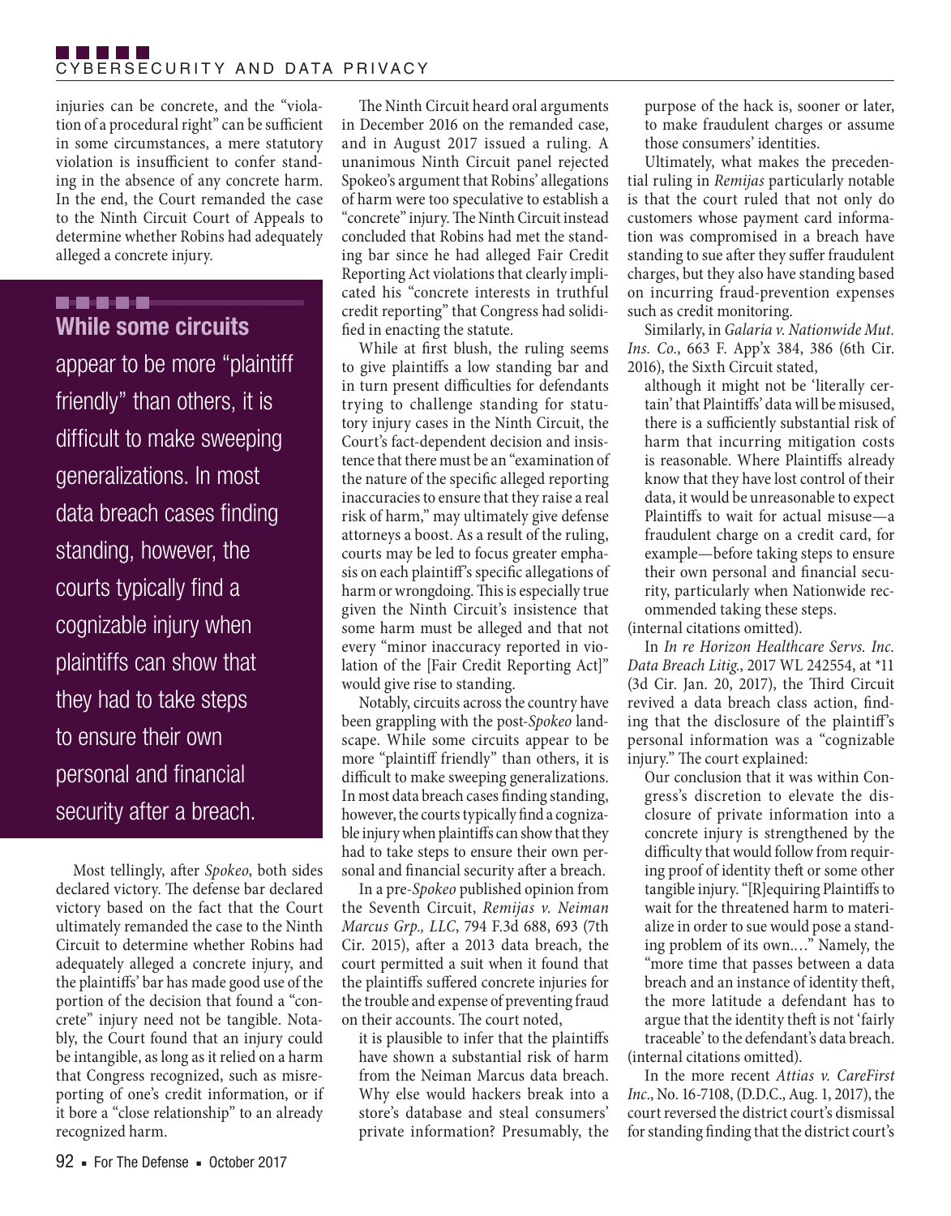injuries can be concrete, and the "violation of a procedural right" can be sufficient in some circumstances, a mere statutory violation is insufficient to confer standing in the absence of any concrete harm. In the end, the Court remanded the case to the Ninth Circuit Court of Appeals to determine whether Robins had adequately alleged a concrete injury.

> **While some circuits** appear to be more "plaintiff friendly" than others, it is difficult to make sweeping generalizations. In most data breach cases finding standing, however, the courts typically find a cognizable injury when plaintiffs can show that they had to take steps to ensure their own personal and financial security after a breach.

Most tellingly, after *Spokeo*, both sides declared victory. The defense bar declared victory based on the fact that the Court ultimately remanded the case to the Ninth Circuit to determine whether Robins had adequately alleged a concrete injury, and the plaintiffs' bar has made good use of the portion of the decision that found a "concrete" injury need not be tangible. Notably, the Court found that an injury could be intangible, as long as it relied on a harm that Congress recognized, such as misreporting of one's credit information, or if it bore a "close relationship" to an already recognized harm.

The Ninth Circuit heard oral arguments in December 2016 on the remanded case, and in August 2017 issued a ruling. A unanimous Ninth Circuit panel rejected Spokeo's argument that Robins' allegations of harm were too speculative to establish a "concrete" injury. The Ninth Circuit instead concluded that Robins had met the standing bar since he had alleged Fair Credit Reporting Act violations that clearly implicated his "concrete interests in truthful credit reporting" that Congress had solidified in enacting the statute.

While at first blush, the ruling seems to give plaintiffs a low standing bar and in turn present difficulties for defendants trying to challenge standing for statutory injury cases in the Ninth Circuit, the Court's fact-dependent decision and insistence that there must be an "examination of the nature of the specific alleged reporting inaccuracies to ensure that they raise a real risk of harm," may ultimately give defense attorneys a boost. As a result of the ruling, courts may be led to focus greater emphasis on each plaintiff's specific allegations of harm or wrongdoing. This is especially true given the Ninth Circuit's insistence that some harm must be alleged and that not every "minor inaccuracy reported in violation of the [Fair Credit Reporting Act]" would give rise to standing.

Notably, circuits across the country have been grappling with the post-*Spokeo* landscape. While some circuits appear to be more "plaintiff friendly" than others, it is difficult to make sweeping generalizations. In most data breach cases finding standing, however, the courts typically find a cognizable injury when plaintiffs can show that they had to take steps to ensure their own personal and financial security after a breach.

In a pre-*Spokeo* published opinion from the Seventh Circuit, *Remijas v. Neiman Marcus Grp., LLC*, 794 F.3d 688, 693 (7th Cir. 2015), after a 2013 data breach, the court permitted a suit when it found that the plaintiffs suffered concrete injuries for the trouble and expense of preventing fraud on their accounts. The court noted,

> it is plausible to infer that the plaintiffs have shown a substantial risk of harm from the Neiman Marcus data breach. Why else would hackers break into a store's database and steal consumers' private information? Presumably, the purpose of the hack is, sooner or later, to make fraudulent charges or assume those consumers' identities.

Ultimately, what makes the precedential ruling in *Remijas* particularly notable is that the court ruled that not only do customers whose payment card information was compromised in a breach have standing to sue after they suffer fraudulent charges, but they also have standing based on incurring fraud-prevention expenses such as credit monitoring.

Similarly, in *Galaria v. Nationwide Mut. Ins. Co.*, 663 F. App'x 384, 386 (6th Cir. 2016), the Sixth Circuit stated,

> although it might not be 'literally certain' that Plaintiffs' data will be misused, there is a sufficiently substantial risk of harm that incurring mitigation costs is reasonable. Where Plaintiffs already know that they have lost control of their data, it would be unreasonable to expect Plaintiffs to wait for actual misuse—a fraudulent charge on a credit card, for example—before taking steps to ensure their own personal and financial security, particularly when Nationwide recommended taking these steps.

(internal citations omitted).

In *In re Horizon Healthcare Servs. Inc. Data Breach Litig.*, 2017 WL 242554, at *11 (3d Cir. Jan. 20, 2017), the Third Circuit revived a data breach class action, finding that the disclosure of the plaintiff's personal information was a "cognizable injury." The court explained:

> Our conclusion that it was within Congress's discretion to elevate the disclosure of private information into a concrete injury is strengthened by the difficulty that would follow from requiring proof of identity theft or some other tangible injury. "[R]equiring Plaintiffs to wait for the threatened harm to materialize in order to sue would pose a standing problem of its own.…" Namely, the "more time that passes between a data breach and an instance of identity theft, the more latitude a defendant has to argue that the identity theft is not 'fairly traceable' to the defendant's data breach.

(internal citations omitted).

In the more recent *Attias v. CareFirst Inc*., No. 16-7108, (D.D.C., Aug. 1, 2017), the court reversed the district court's dismissal for standing finding that the district court's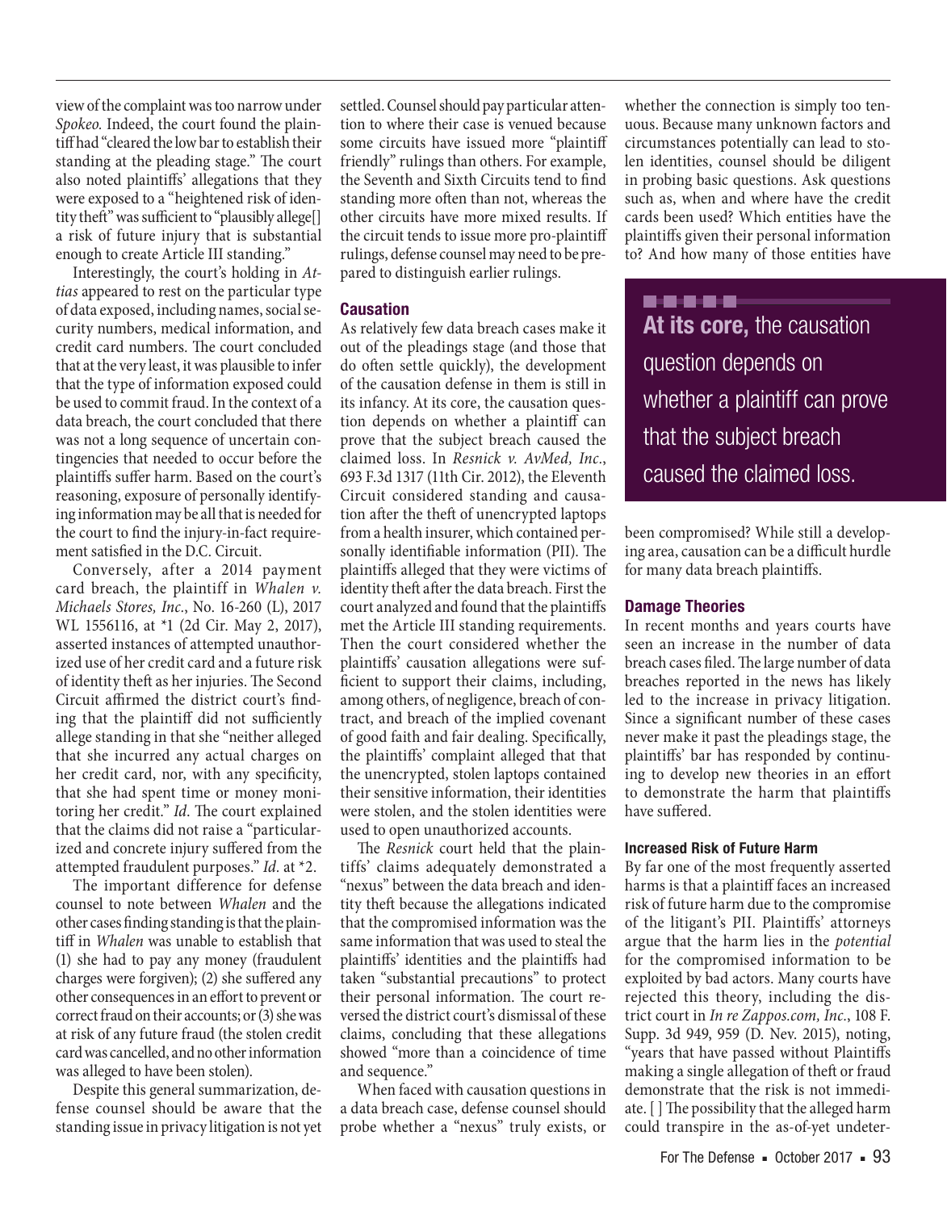view of the complaint was too narrow under *Spokeo.* Indeed, the court found the plaintiff had "cleared the low bar to establish their standing at the pleading stage." The court also noted plaintiffs' allegations that they were exposed to a "heightened risk of identity theft" was sufficient to "plausibly allege[] a risk of future injury that is substantial enough to create Article III standing."

Interestingly, the court's holding in *Attias* appeared to rest on the particular type of data exposed, including names, social security numbers, medical information, and credit card numbers. The court concluded that at the very least, it was plausible to infer that the type of information exposed could be used to commit fraud. In the context of a data breach, the court concluded that there was not a long sequence of uncertain contingencies that needed to occur before the plaintiffs suffer harm. Based on the court's reasoning, exposure of personally identifying information may be all that is needed for the court to find the injury-in-fact requirement satisfied in the D.C. Circuit.

Conversely, after a 2014 payment card breach, the plaintiff in *Whalen v. Michaels Stores, Inc.*, No. 16-260 (L), 2017 WL 1556116, at *1 (2d Cir. May 2, 2017), asserted instances of attempted unauthorized use of her credit card and a future risk of identity theft as her injuries. The Second Circuit affirmed the district court's finding that the plaintiff did not sufficiently allege standing in that she "neither alleged that she incurred any actual charges on her credit card, nor, with any specificity, that she had spent time or money monitoring her credit." *Id.* The court explained that the claims did not raise a "particularized and concrete injury suffered from the attempted fraudulent purposes." *Id.* at *2.

The important difference for defense counsel to note between *Whalen* and the other cases finding standing is that the plaintiff in *Whalen* was unable to establish that (1) she had to pay any money (fraudulent charges were forgiven); (2) she suffered any other consequences in an effort to prevent or correct fraud on their accounts; or (3) she was at risk of any future fraud (the stolen credit card was cancelled, and no other information was alleged to have been stolen).

Despite this general summarization, defense counsel should be aware that the standing issue in privacy litigation is not yet settled. Counsel should pay particular attention to where their case is venued because some circuits have issued more "plaintiff friendly" rulings than others. For example, the Seventh and Sixth Circuits tend to find standing more often than not, whereas the other circuits have more mixed results. If the circuit tends to issue more pro-plaintiff rulings, defense counsel may need to be prepared to distinguish earlier rulings.

### Causation

As relatively few data breach cases make it out of the pleadings stage (and those that do often settle quickly), the development of the causation defense in them is still in its infancy. At its core, the causation question depends on whether a plaintiff can prove that the subject breach caused the claimed loss. In *Resnick v. AvMed, Inc.*, 693 F.3d 1317 (11th Cir. 2012), the Eleventh Circuit considered standing and causation after the theft of unencrypted laptops from a health insurer, which contained personally identifiable information (PII). The plaintiffs alleged that they were victims of identity theft after the data breach. First the court analyzed and found that the plaintiffs met the Article III standing requirements. Then the court considered whether the plaintiffs' causation allegations were sufficient to support their claims, including, among others, of negligence, breach of contract, and breach of the implied covenant of good faith and fair dealing. Specifically, the plaintiffs' complaint alleged that that the unencrypted, stolen laptops contained their sensitive information, their identities were stolen, and the stolen identities were used to open unauthorized accounts.

The *Resnick* court held that the plaintiffs' claims adequately demonstrated a "nexus" between the data breach and identity theft because the allegations indicated that the compromised information was the same information that was used to steal the plaintiffs' identities and the plaintiffs had taken "substantial precautions" to protect their personal information. The court reversed the district court's dismissal of these claims, concluding that these allegations showed "more than a coincidence of time and sequence."

When faced with causation questions in a data breach case, defense counsel should probe whether a "nexus" truly exists, or whether the connection is simply too tenuous. Because many unknown factors and circumstances potentially can lead to stolen identities, counsel should be diligent in probing basic questions. Ask questions such as, when and where have the credit cards been used? Which entities have the plaintiffs given their personal information to? And how many of those entities have been compromised? While still a developing area, causation can be a difficult hurdle for many data breach plaintiffs.

> **At its core,** the causation question depends on whether a plaintiff can prove that the subject breach caused the claimed loss.

### Damage Theories

In recent months and years courts have seen an increase in the number of data breach cases filed. The large number of data breaches reported in the news has likely led to the increase in privacy litigation. Since a significant number of these cases never make it past the pleadings stage, the plaintiffs' bar has responded by continuing to develop new theories in an effort to demonstrate the harm that plaintiffs have suffered.

#### Increased Risk of Future Harm

By far one of the most frequently asserted harms is that a plaintiff faces an increased risk of future harm due to the compromise of the litigant's PII. Plaintiffs' attorneys argue that the harm lies in the *potential* for the compromised information to be exploited by bad actors. Many courts have rejected this theory, including the district court in *In re Zappos.com, Inc.*, 108 F. Supp. 3d 949, 959 (D. Nev. 2015), noting, "years that have passed without Plaintiffs making a single allegation of theft or fraud demonstrate that the risk is not immediate. [ ] The possibility that the alleged harm could transpire in the as-of-yet undeter-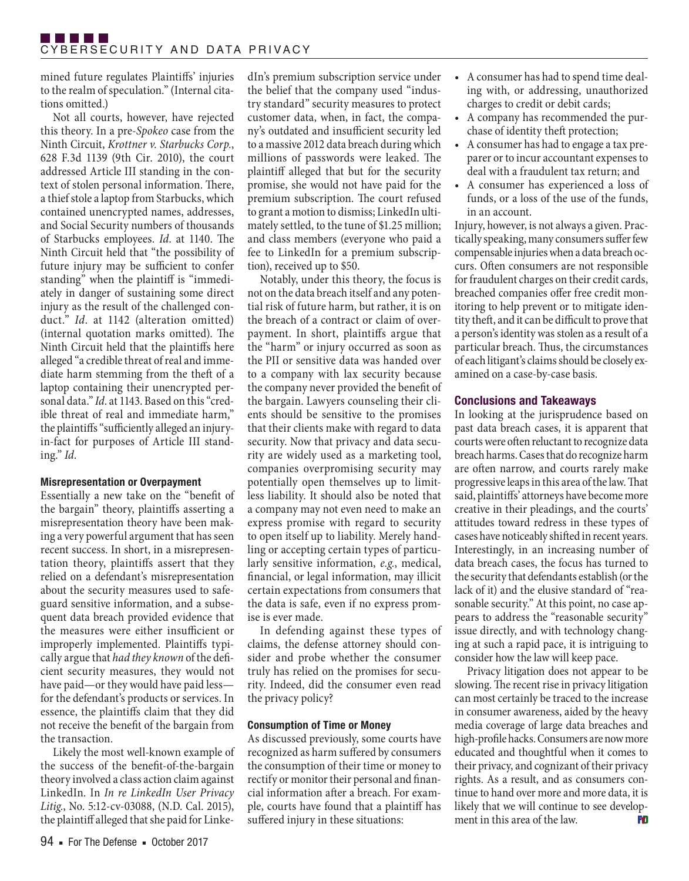mined future regulates Plaintiffs' injuries to the realm of speculation." (Internal citations omitted.)

Not all courts, however, have rejected this theory. In a pre-*Spokeo* case from the Ninth Circuit, *Krottner v. Starbucks Corp.*, 628 F.3d 1139 (9th Cir. 2010), the court addressed Article III standing in the context of stolen personal information. There, a thief stole a laptop from Starbucks, which contained unencrypted names, addresses, and Social Security numbers of thousands of Starbucks employees. *Id*. at 1140. The Ninth Circuit held that "the possibility of future injury may be sufficient to confer standing" when the plaintiff is "immediately in danger of sustaining some direct injury as the result of the challenged conduct." *Id*. at 1142 (alteration omitted) (internal quotation marks omitted). The Ninth Circuit held that the plaintiffs here alleged "a credible threat of real and immediate harm stemming from the theft of a laptop containing their unencrypted personal data." *Id*. at 1143. Based on this "credible threat of real and immediate harm," the plaintiffs "sufficiently alleged an injury-in-fact for purposes of Article III standing." *Id*.

#### Misrepresentation or Overpayment

Essentially a new take on the "benefit of the bargain" theory, plaintiffs asserting a misrepresentation theory have been making a very powerful argument that has seen recent success. In short, in a misrepresentation theory, plaintiffs assert that they relied on a defendant's misrepresentation about the security measures used to safeguard sensitive information, and a subsequent data breach provided evidence that the measures were either insufficient or improperly implemented. Plaintiffs typically argue that *had they known* of the deficient security measures, they would not have paid—or they would have paid less—for the defendant's products or services. In essence, the plaintiffs claim that they did not receive the benefit of the bargain from the transaction.

Likely the most well-known example of the success of the benefit-of-the-bargain theory involved a class action claim against LinkedIn. In *In re LinkedIn User Privacy Litig.*, No. 5:12-cv-03088, (N.D. Cal. 2015), the plaintiff alleged that she paid for LinkedIn's premium subscription service under the belief that the company used "industry standard" security measures to protect customer data, when, in fact, the company's outdated and insufficient security led to a massive 2012 data breach during which millions of passwords were leaked. The plaintiff alleged that but for the security promise, she would not have paid for the premium subscription. The court refused to grant a motion to dismiss; LinkedIn ultimately settled, to the tune of $1.25 million; and class members (everyone who paid a fee to LinkedIn for a premium subscription), received up to $50.

Notably, under this theory, the focus is not on the data breach itself and any potential risk of future harm, but rather, it is on the breach of a contract or claim of overpayment. In short, plaintiffs argue that the "harm" or injury occurred as soon as the PII or sensitive data was handed over to a company with lax security because the company never provided the benefit of the bargain. Lawyers counseling their clients should be sensitive to the promises that their clients make with regard to data security. Now that privacy and data security are widely used as a marketing tool, companies overpromising security may potentially open themselves up to limitless liability. It should also be noted that a company may not even need to make an express promise with regard to security to open itself up to liability. Merely handling or accepting certain types of particularly sensitive information, *e.g.*, medical, financial, or legal information, may illicit certain expectations from consumers that the data is safe, even if no express promise is ever made.

In defending against these types of claims, the defense attorney should consider and probe whether the consumer truly has relied on the promises for security. Indeed, did the consumer even read the privacy policy?

#### Consumption of Time or Money

As discussed previously, some courts have recognized as harm suffered by consumers the consumption of their time or money to rectify or monitor their personal and financial information after a breach. For example, courts have found that a plaintiff has suffered injury in these situations:

- A consumer has had to spend time dealing with, or addressing, unauthorized charges to credit or debit cards;
- A company has recommended the purchase of identity theft protection;
- A consumer has had to engage a tax preparer or to incur accountant expenses to deal with a fraudulent tax return; and
- A consumer has experienced a loss of funds, or a loss of the use of the funds, in an account.

Injury, however, is not always a given. Practically speaking, many consumers suffer few compensable injuries when a data breach occurs. Often consumers are not responsible for fraudulent charges on their credit cards, breached companies offer free credit monitoring to help prevent or to mitigate identity theft, and it can be difficult to prove that a person's identity was stolen as a result of a particular breach. Thus, the circumstances of each litigant's claims should be closely examined on a case-by-case basis.

### Conclusions and Takeaways

In looking at the jurisprudence based on past data breach cases, it is apparent that courts were often reluctant to recognize data breach harms. Cases that do recognize harm are often narrow, and courts rarely make progressive leaps in this area of the law. That said, plaintiffs' attorneys have become more creative in their pleadings, and the courts' attitudes toward redress in these types of cases have noticeably shifted in recent years. Interestingly, in an increasing number of data breach cases, the focus has turned to the security that defendants establish (or the lack of it) and the elusive standard of "reasonable security." At this point, no case appears to address the "reasonable security" issue directly, and with technology changing at such a rapid pace, it is intriguing to consider how the law will keep pace.

Privacy litigation does not appear to be slowing. The recent rise in privacy litigation can most certainly be traced to the increase in consumer awareness, aided by the heavy media coverage of large data breaches and high-profile hacks. Consumers are now more educated and thoughtful when it comes to their privacy, and cognizant of their privacy rights. As a result, and as consumers continue to hand over more and more data, it is likely that we will continue to see development in this area of the law.